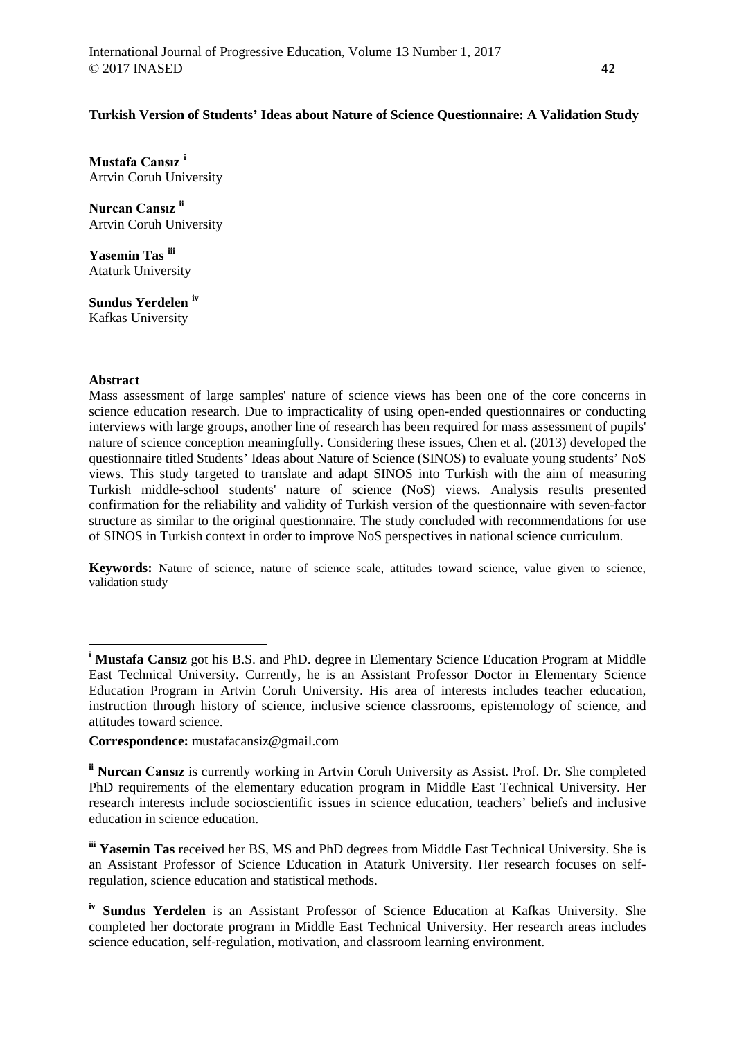# Turkish Version of Students' Ideas about Nature of Science Questionnaire: A Validation Study

**Mustafa Cansız** [i]
Artvin Coruh University

**Nurcan Cansız** [ii]
Artvin Coruh University

**Yasemin Tas** [iii]
Ataturk University

**Sundus Yerdelen** [iv]
Kafkas University

## Abstract

Mass assessment of large samples' nature of science views has been one of the core concerns in science education research. Due to impracticality of using open-ended questionnaires or conducting interviews with large groups, another line of research has been required for mass assessment of pupils' nature of science conception meaningfully. Considering these issues, Chen et al. (2013) developed the questionnaire titled Students' Ideas about Nature of Science (SINOS) to evaluate young students' NoS views. This study targeted to translate and adapt SINOS into Turkish with the aim of measuring Turkish middle-school students' nature of science (NoS) views. Analysis results presented confirmation for the reliability and validity of Turkish version of the questionnaire with seven-factor structure as similar to the original questionnaire. The study concluded with recommendations for use of SINOS in Turkish context in order to improve NoS perspectives in national science curriculum.

**Keywords:** Nature of science, nature of science scale, attitudes toward science, value given to science, validation study

---

[i] **Mustafa Cansız** got his B.S. and PhD. degree in Elementary Science Education Program at Middle East Technical University. Currently, he is an Assistant Professor Doctor in Elementary Science Education Program in Artvin Coruh University. His area of interests includes teacher education, instruction through history of science, inclusive science classrooms, epistemology of science, and attitudes toward science.

**Correspondence:** mustafacansiz@gmail.com

[ii] **Nurcan Cansız** is currently working in Artvin Coruh University as Assist. Prof. Dr. She completed PhD requirements of the elementary education program in Middle East Technical University. Her research interests include socioscientific issues in science education, teachers' beliefs and inclusive education in science education.

[iii] **Yasemin Tas** received her BS, MS and PhD degrees from Middle East Technical University. She is an Assistant Professor of Science Education in Ataturk University. Her research focuses on self-regulation, science education and statistical methods.

[iv] **Sundus Yerdelen** is an Assistant Professor of Science Education at Kafkas University. She completed her doctorate program in Middle East Technical University. Her research areas includes science education, self-regulation, motivation, and classroom learning environment.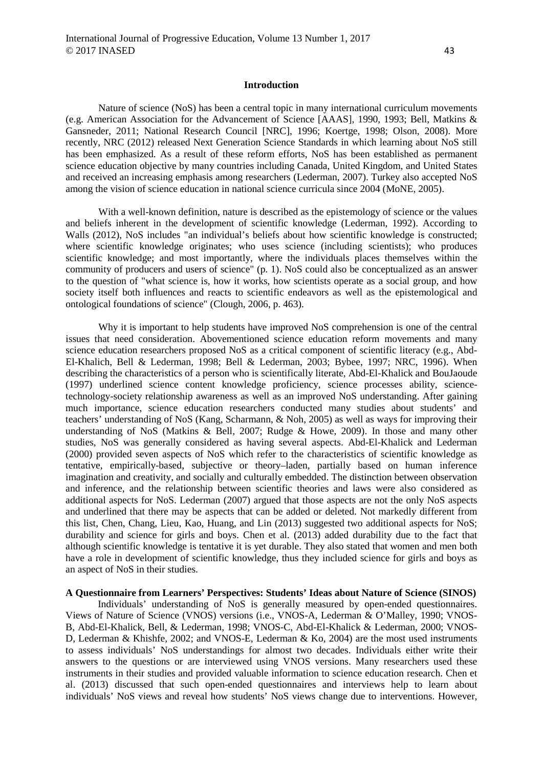## Introduction

Nature of science (NoS) has been a central topic in many international curriculum movements (e.g. American Association for the Advancement of Science [AAAS], 1990, 1993; Bell, Matkins & Gansneder, 2011; National Research Council [NRC], 1996; Koertge, 1998; Olson, 2008). More recently, NRC (2012) released Next Generation Science Standards in which learning about NoS still has been emphasized. As a result of these reform efforts, NoS has been established as permanent science education objective by many countries including Canada, United Kingdom, and United States and received an increasing emphasis among researchers (Lederman, 2007). Turkey also accepted NoS among the vision of science education in national science curricula since 2004 (MoNE, 2005).

With a well-known definition, nature is described as the epistemology of science or the values and beliefs inherent in the development of scientific knowledge (Lederman, 1992). According to Walls (2012), NoS includes "an individual's beliefs about how scientific knowledge is constructed; where scientific knowledge originates; who uses science (including scientists); who produces scientific knowledge; and most importantly, where the individuals places themselves within the community of producers and users of science" (p. 1). NoS could also be conceptualized as an answer to the question of "what science is, how it works, how scientists operate as a social group, and how society itself both influences and reacts to scientific endeavors as well as the epistemological and ontological foundations of science" (Clough, 2006, p. 463).

Why it is important to help students have improved NoS comprehension is one of the central issues that need consideration. Abovementioned science education reform movements and many science education researchers proposed NoS as a critical component of scientific literacy (e.g., Abd-El-Khalich, Bell & Lederman, 1998; Bell & Lederman, 2003; Bybee, 1997; NRC, 1996). When describing the characteristics of a person who is scientifically literate, Abd-El-Khalick and BouJaoude (1997) underlined science content knowledge proficiency, science processes ability, science-technology-society relationship awareness as well as an improved NoS understanding. After gaining much importance, science education researchers conducted many studies about students' and teachers' understanding of NoS (Kang, Scharmann, & Noh, 2005) as well as ways for improving their understanding of NoS (Matkins & Bell, 2007; Rudge & Howe, 2009). In those and many other studies, NoS was generally considered as having several aspects. Abd-El-Khalick and Lederman (2000) provided seven aspects of NoS which refer to the characteristics of scientific knowledge as tentative, empirically-based, subjective or theory–laden, partially based on human inference imagination and creativity, and socially and culturally embedded. The distinction between observation and inference, and the relationship between scientific theories and laws were also considered as additional aspects for NoS. Lederman (2007) argued that those aspects are not the only NoS aspects and underlined that there may be aspects that can be added or deleted. Not markedly different from this list, Chen, Chang, Lieu, Kao, Huang, and Lin (2013) suggested two additional aspects for NoS; durability and science for girls and boys. Chen et al. (2013) added durability due to the fact that although scientific knowledge is tentative it is yet durable. They also stated that women and men both have a role in development of scientific knowledge, thus they included science for girls and boys as an aspect of NoS in their studies.

### A Questionnaire from Learners' Perspectives: Students' Ideas about Nature of Science (SINOS)

Individuals' understanding of NoS is generally measured by open-ended questionnaires. Views of Nature of Science (VNOS) versions (i.e., VNOS-A, Lederman & O'Malley, 1990; VNOS-B, Abd-El-Khalick, Bell, & Lederman, 1998; VNOS-C, Abd-El-Khalick & Lederman, 2000; VNOS-D, Lederman & Khishfe, 2002; and VNOS-E, Lederman & Ko, 2004) are the most used instruments to assess individuals' NoS understandings for almost two decades. Individuals either write their answers to the questions or are interviewed using VNOS versions. Many researchers used these instruments in their studies and provided valuable information to science education research. Chen et al. (2013) discussed that such open-ended questionnaires and interviews help to learn about individuals' NoS views and reveal how students' NoS views change due to interventions. However,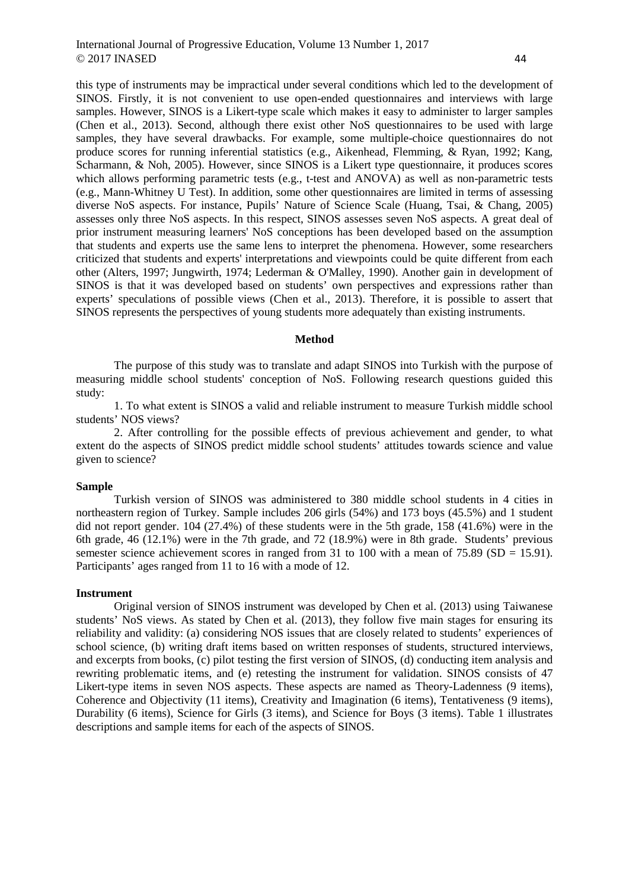this type of instruments may be impractical under several conditions which led to the development of SINOS. Firstly, it is not convenient to use open-ended questionnaires and interviews with large samples. However, SINOS is a Likert-type scale which makes it easy to administer to larger samples (Chen et al., 2013). Second, although there exist other NoS questionnaires to be used with large samples, they have several drawbacks. For example, some multiple-choice questionnaires do not produce scores for running inferential statistics (e.g., Aikenhead, Flemming, & Ryan, 1992; Kang, Scharmann, & Noh, 2005). However, since SINOS is a Likert type questionnaire, it produces scores which allows performing parametric tests (e.g., t-test and ANOVA) as well as non-parametric tests (e.g., Mann-Whitney U Test). In addition, some other questionnaires are limited in terms of assessing diverse NoS aspects. For instance, Pupils' Nature of Science Scale (Huang, Tsai, & Chang, 2005) assesses only three NoS aspects. In this respect, SINOS assesses seven NoS aspects. A great deal of prior instrument measuring learners' NoS conceptions has been developed based on the assumption that students and experts use the same lens to interpret the phenomena. However, some researchers criticized that students and experts' interpretations and viewpoints could be quite different from each other (Alters, 1997; Jungwirth, 1974; Lederman & O'Malley, 1990). Another gain in development of SINOS is that it was developed based on students' own perspectives and expressions rather than experts' speculations of possible views (Chen et al., 2013). Therefore, it is possible to assert that SINOS represents the perspectives of young students more adequately than existing instruments.

## Method

The purpose of this study was to translate and adapt SINOS into Turkish with the purpose of measuring middle school students' conception of NoS. Following research questions guided this study:

1. To what extent is SINOS a valid and reliable instrument to measure Turkish middle school students' NOS views?

2. After controlling for the possible effects of previous achievement and gender, to what extent do the aspects of SINOS predict middle school students' attitudes towards science and value given to science?

### Sample

Turkish version of SINOS was administered to 380 middle school students in 4 cities in northeastern region of Turkey. Sample includes 206 girls (54%) and 173 boys (45.5%) and 1 student did not report gender. 104 (27.4%) of these students were in the 5th grade, 158 (41.6%) were in the 6th grade, 46 (12.1%) were in the 7th grade, and 72 (18.9%) were in 8th grade. Students' previous semester science achievement scores in ranged from 31 to 100 with a mean of 75.89 (SD = 15.91). Participants' ages ranged from 11 to 16 with a mode of 12.

### Instrument

Original version of SINOS instrument was developed by Chen et al. (2013) using Taiwanese students' NoS views. As stated by Chen et al. (2013), they follow five main stages for ensuring its reliability and validity: (a) considering NOS issues that are closely related to students' experiences of school science, (b) writing draft items based on written responses of students, structured interviews, and excerpts from books, (c) pilot testing the first version of SINOS, (d) conducting item analysis and rewriting problematic items, and (e) retesting the instrument for validation. SINOS consists of 47 Likert-type items in seven NOS aspects. These aspects are named as Theory-Ladenness (9 items), Coherence and Objectivity (11 items), Creativity and Imagination (6 items), Tentativeness (9 items), Durability (6 items), Science for Girls (3 items), and Science for Boys (3 items). Table 1 illustrates descriptions and sample items for each of the aspects of SINOS.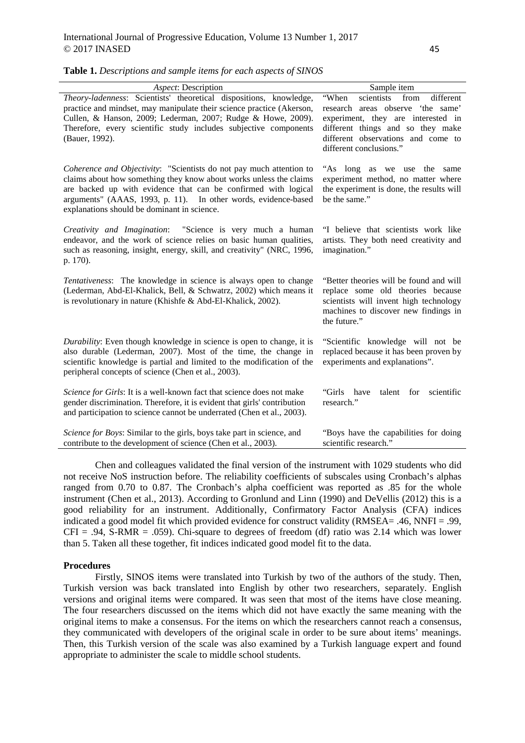**Table 1.** *Descriptions and sample items for each aspects of SINOS*

| *Aspect*: Description | Sample item |
|---|---|
| *Theory-ladenness*: Scientists' theoretical dispositions, knowledge, practice and mindset, may manipulate their science practice (Akerson, Cullen, & Hanson, 2009; Lederman, 2007; Rudge & Howe, 2009). Therefore, every scientific study includes subjective components (Bauer, 1992). | "When scientists from different research areas observe 'the same' experiment, they are interested in different things and so they make different observations and come to different conclusions." |
| *Coherence and Objectivity*: "Scientists do not pay much attention to claims about how something they know about works unless the claims are backed up with evidence that can be confirmed with logical arguments" (AAAS, 1993, p. 11). In other words, evidence-based explanations should be dominant in science. | "As long as we use the same experiment method, no matter where the experiment is done, the results will be the same." |
| *Creativity and Imagination*: "Science is very much a human endeavor, and the work of science relies on basic human qualities, such as reasoning, insight, energy, skill, and creativity" (NRC, 1996, p. 170). | "I believe that scientists work like artists. They both need creativity and imagination." |
| *Tentativeness*: The knowledge in science is always open to change (Lederman, Abd-El-Khalick, Bell, & Schwatrz, 2002) which means it is revolutionary in nature (Khishfe & Abd-El-Khalick, 2002). | "Better theories will be found and will replace some old theories because scientists will invent high technology machines to discover new findings in the future." |
| *Durability*: Even though knowledge in science is open to change, it is also durable (Lederman, 2007). Most of the time, the change in scientific knowledge is partial and limited to the modification of the peripheral concepts of science (Chen et al., 2003). | "Scientific knowledge will not be replaced because it has been proven by experiments and explanations". |
| *Science for Girls*: It is a well-known fact that science does not make gender discrimination. Therefore, it is evident that girls' contribution and participation to science cannot be underrated (Chen et al., 2003). | "Girls have talent for scientific research." |
| *Science for Boys*: Similar to the girls, boys take part in science, and contribute to the development of science (Chen et al., 2003). | "Boys have the capabilities for doing scientific research." |

Chen and colleagues validated the final version of the instrument with 1029 students who did not receive NoS instruction before. The reliability coefficients of subscales using Cronbach's alphas ranged from 0.70 to 0.87. The Cronbach's alpha coefficient was reported as .85 for the whole instrument (Chen et al., 2013). According to Gronlund and Linn (1990) and DeVellis (2012) this is a good reliability for an instrument. Additionally, Confirmatory Factor Analysis (CFA) indices indicated a good model fit which provided evidence for construct validity (RMSEA= .46, NNFI = .99, CFI = .94, S-RMR = .059). Chi-square to degrees of freedom (df) ratio was 2.14 which was lower than 5. Taken all these together, fit indices indicated good model fit to the data.

**Procedures**

Firstly, SINOS items were translated into Turkish by two of the authors of the study. Then, Turkish version was back translated into English by other two researchers, separately. English versions and original items were compared. It was seen that most of the items have close meaning. The four researchers discussed on the items which did not have exactly the same meaning with the original items to make a consensus. For the items on which the researchers cannot reach a consensus, they communicated with developers of the original scale in order to be sure about items' meanings. Then, this Turkish version of the scale was also examined by a Turkish language expert and found appropriate to administer the scale to middle school students.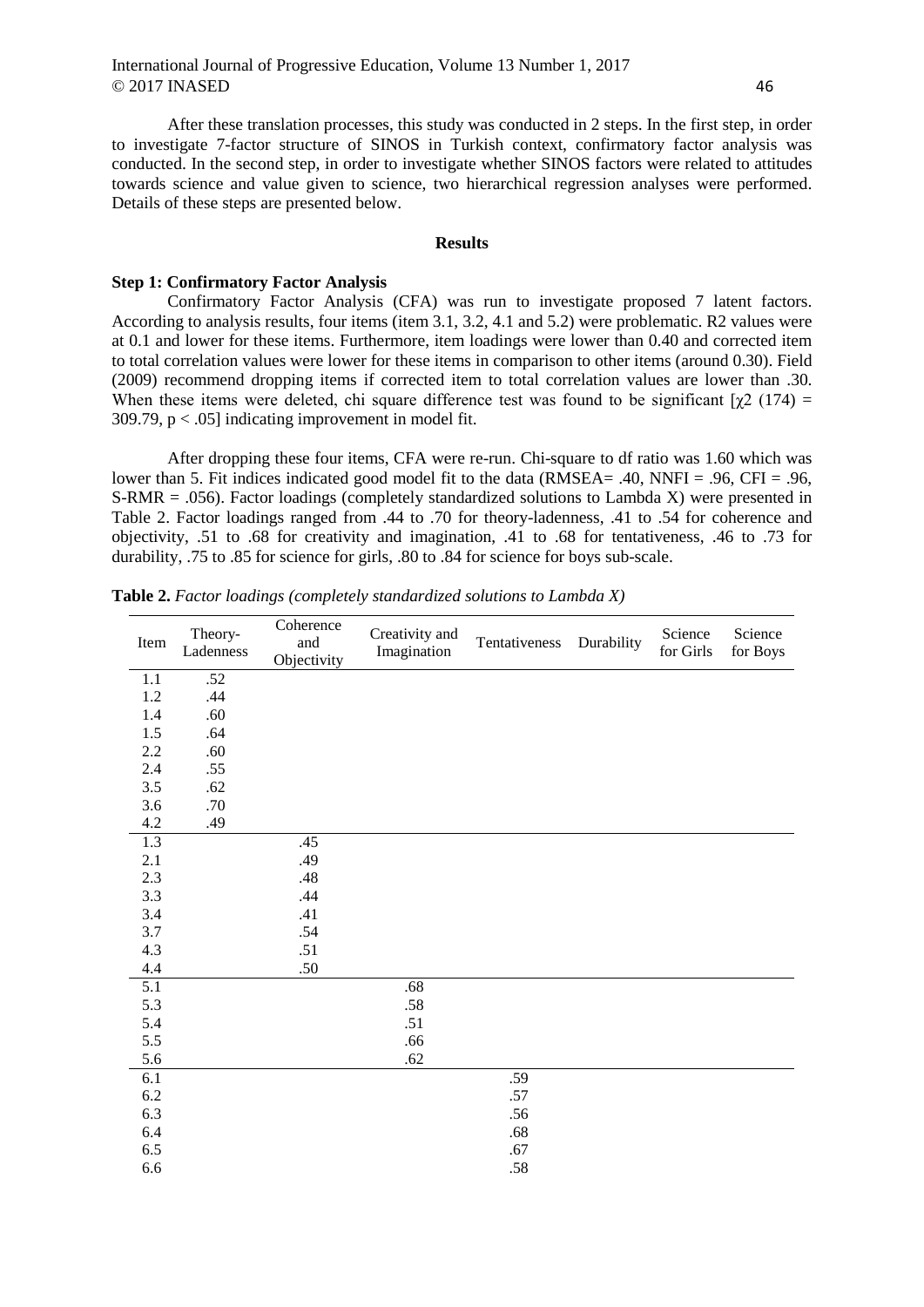After these translation processes, this study was conducted in 2 steps. In the first step, in order to investigate 7-factor structure of SINOS in Turkish context, confirmatory factor analysis was conducted. In the second step, in order to investigate whether SINOS factors were related to attitudes towards science and value given to science, two hierarchical regression analyses were performed. Details of these steps are presented below.

## Results

### Step 1: Confirmatory Factor Analysis

Confirmatory Factor Analysis (CFA) was run to investigate proposed 7 latent factors. According to analysis results, four items (item 3.1, 3.2, 4.1 and 5.2) were problematic. R2 values were at 0.1 and lower for these items. Furthermore, item loadings were lower than 0.40 and corrected item to total correlation values were lower for these items in comparison to other items (around 0.30). Field (2009) recommend dropping items if corrected item to total correlation values are lower than .30. When these items were deleted, chi square difference test was found to be significant [$\chi 2$ (174) = 309.79, $p < .05$] indicating improvement in model fit.

After dropping these four items, CFA were re-run. Chi-square to df ratio was 1.60 which was lower than 5. Fit indices indicated good model fit to the data (RMSEA= .40, NNFI = .96, CFI = .96, S-RMR = .056). Factor loadings (completely standardized solutions to Lambda X) were presented in Table 2. Factor loadings ranged from .44 to .70 for theory-ladenness, .41 to .54 for coherence and objectivity, .51 to .68 for creativity and imagination, .41 to .68 for tentativeness, .46 to .73 for durability, .75 to .85 for science for girls, .80 to .84 for science for boys sub-scale.

**Table 2.** *Factor loadings (completely standardized solutions to Lambda X)*

| Item | Theory-Ladenness | Coherence and Objectivity | Creativity and Imagination | Tentativeness | Durability | Science for Girls | Science for Boys |
|---|---|---|---|---|---|---|---|
| 1.1 | .52 | | | | | | |
| 1.2 | .44 | | | | | | |
| 1.4 | .60 | | | | | | |
| 1.5 | .64 | | | | | | |
| 2.2 | .60 | | | | | | |
| 2.4 | .55 | | | | | | |
| 3.5 | .62 | | | | | | |
| 3.6 | .70 | | | | | | |
| 4.2 | .49 | | | | | | |
| 1.3 | | .45 | | | | | |
| 2.1 | | .49 | | | | | |
| 2.3 | | .48 | | | | | |
| 3.3 | | .44 | | | | | |
| 3.4 | | .41 | | | | | |
| 3.7 | | .54 | | | | | |
| 4.3 | | .51 | | | | | |
| 4.4 | | .50 | | | | | |
| 5.1 | | | .68 | | | | |
| 5.3 | | | .58 | | | | |
| 5.4 | | | .51 | | | | |
| 5.5 | | | .66 | | | | |
| 5.6 | | | .62 | | | | |
| 6.1 | | | | .59 | | | |
| 6.2 | | | | .57 | | | |
| 6.3 | | | | .56 | | | |
| 6.4 | | | | .68 | | | |
| 6.5 | | | | .67 | | | |
| 6.6 | | | | .58 | | | |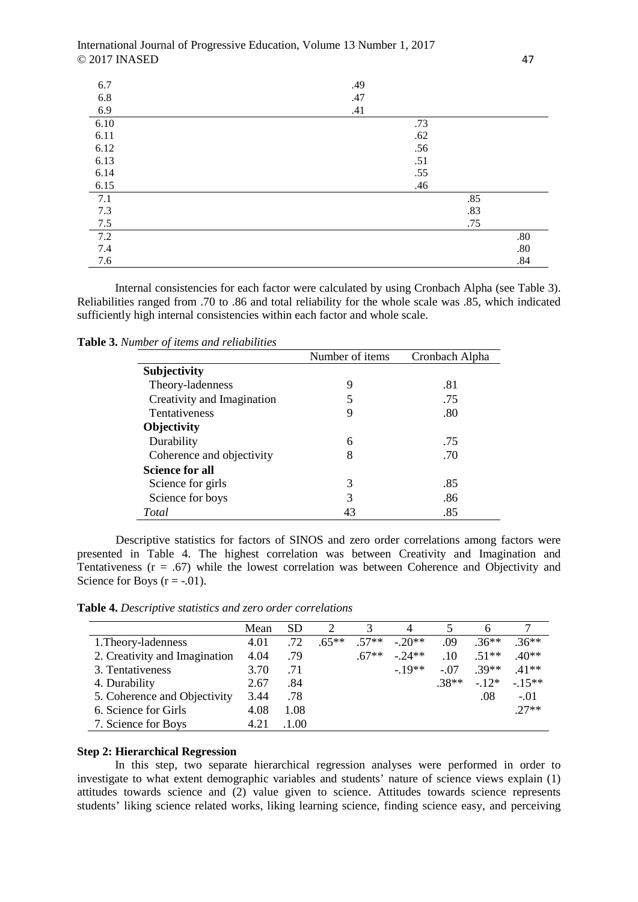| | | | | | | | |
|---|---|---|---|---|---|---|---|
| 6.7 | | | | .49 | | | |
| 6.8 | | | | .47 | | | |
| 6.9 | | | | .41 | | | |
| 6.10 | | | | | .73 | | |
| 6.11 | | | | | .62 | | |
| 6.12 | | | | | .56 | | |
| 6.13 | | | | | .51 | | |
| 6.14 | | | | | .55 | | |
| 6.15 | | | | | .46 | | |
| 7.1 | | | | | | .85 | |
| 7.3 | | | | | | .83 | |
| 7.5 | | | | | | .75 | |
| 7.2 | | | | | | | .80 |
| 7.4 | | | | | | | .80 |
| 7.6 | | | | | | | .84 |

Internal consistencies for each factor were calculated by using Cronbach Alpha (see Table 3). Reliabilities ranged from .70 to .86 and total reliability for the whole scale was .85, which indicated sufficiently high internal consistencies within each factor and whole scale.

**Table 3.** *Number of items and reliabilities*

| | Number of items | Cronbach Alpha |
|---|---|---|
| **Subjectivity** | | |
| Theory-ladenness | 9 | .81 |
| Creativity and Imagination | 5 | .75 |
| Tentativeness | 9 | .80 |
| **Objectivity** | | |
| Durability | 6 | .75 |
| Coherence and objectivity | 8 | .70 |
| **Science for all** | | |
| Science for girls | 3 | .85 |
| Science for boys | 3 | .86 |
| *Total* | 43 | .85 |

Descriptive statistics for factors of SINOS and zero order correlations among factors were presented in Table 4. The highest correlation was between Creativity and Imagination and Tentativeness ($r = .67$) while the lowest correlation was between Coherence and Objectivity and Science for Boys ($r = -.01$).

**Table 4.** *Descriptive statistics and zero order correlations*

| | Mean | SD | 2 | 3 | 4 | 5 | 6 | 7 |
|---|---|---|---|---|---|---|---|---|
| 1.Theory-ladenness | 4.01 | .72 | .65** | .57** | -.20** | .09 | .36** | .36** |
| 2. Creativity and Imagination | 4.04 | .79 | | .67** | -.24** | .10 | .51** | .40** |
| 3. Tentativeness | 3.70 | .71 | | | -.19** | -.07 | .39** | .41** |
| 4. Durability | 2.67 | .84 | | | | .38** | -.12* | -.15** |
| 5. Coherence and Objectivity | 3.44 | .78 | | | | | .08 | -.01 |
| 6. Science for Girls | 4.08 | 1.08 | | | | | | .27** |
| 7. Science for Boys | 4.21 | .1.00 | | | | | | |

**Step 2: Hierarchical Regression**

In this step, two separate hierarchical regression analyses were performed in order to investigate to what extent demographic variables and students' nature of science views explain (1) attitudes towards science and (2) value given to science. Attitudes towards science represents students' liking science related works, liking learning science, finding science easy, and perceiving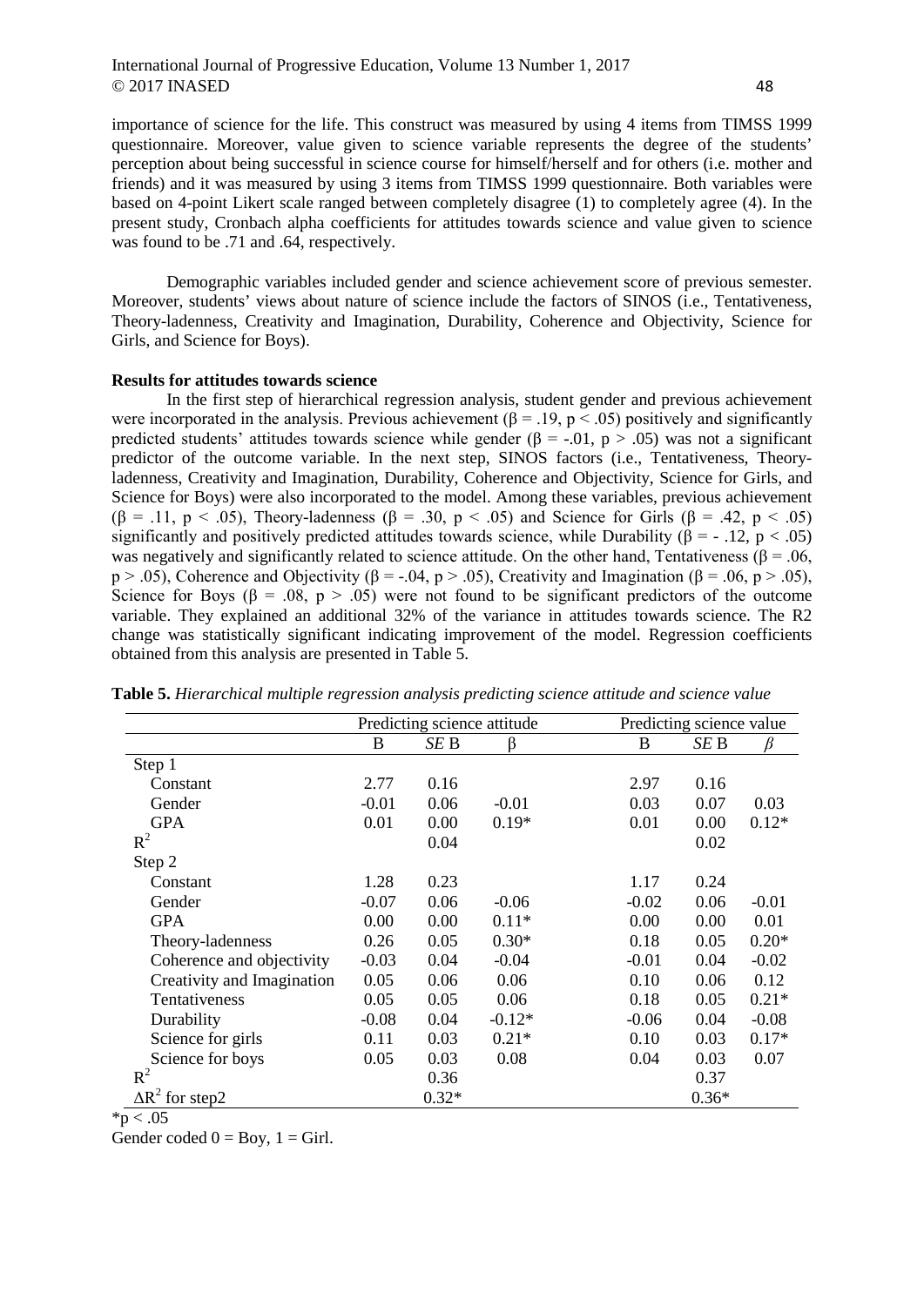importance of science for the life. This construct was measured by using 4 items from TIMSS 1999 questionnaire. Moreover, value given to science variable represents the degree of the students' perception about being successful in science course for himself/herself and for others (i.e. mother and friends) and it was measured by using 3 items from TIMSS 1999 questionnaire. Both variables were based on 4-point Likert scale ranged between completely disagree (1) to completely agree (4). In the present study, Cronbach alpha coefficients for attitudes towards science and value given to science was found to be .71 and .64, respectively.

Demographic variables included gender and science achievement score of previous semester. Moreover, students' views about nature of science include the factors of SINOS (i.e., Tentativeness, Theory-ladenness, Creativity and Imagination, Durability, Coherence and Objectivity, Science for Girls, and Science for Boys).

**Results for attitudes towards science**

In the first step of hierarchical regression analysis, student gender and previous achievement were incorporated in the analysis. Previous achievement ($\beta = .19$, $p < .05$) positively and significantly predicted students' attitudes towards science while gender ($\beta = -.01$, $p > .05$) was not a significant predictor of the outcome variable. In the next step, SINOS factors (i.e., Tentativeness, Theory-ladenness, Creativity and Imagination, Durability, Coherence and Objectivity, Science for Girls, and Science for Boys) were also incorporated to the model. Among these variables, previous achievement ($\beta = .11$, $p < .05$), Theory-ladenness ($\beta = .30$, $p < .05$) and Science for Girls ($\beta = .42$, $p < .05$) significantly and positively predicted attitudes towards science, while Durability ($\beta = -.12$, $p < .05$) was negatively and significantly related to science attitude. On the other hand, Tentativeness ($\beta = .06$, $p > .05$), Coherence and Objectivity ($\beta = -.04$, $p > .05$), Creativity and Imagination ($\beta = .06$, $p > .05$), Science for Boys ($\beta = .08$, $p > .05$) were not found to be significant predictors of the outcome variable. They explained an additional 32% of the variance in attitudes towards science. The R2 change was statistically significant indicating improvement of the model. Regression coefficients obtained from this analysis are presented in Table 5.

**Table 5.** *Hierarchical multiple regression analysis predicting science attitude and science value*

| | Predicting science attitude | | | Predicting science value | | |
|---|---|---|---|---|---|---|
| | B | *SE* B | β | B | *SE* B | *β* |
| Step 1 | | | | | | |
| Constant | 2.77 | 0.16 | | 2.97 | 0.16 | |
| Gender | -0.01 | 0.06 | -0.01 | 0.03 | 0.07 | 0.03 |
| GPA | 0.01 | 0.00 | 0.19* | 0.01 | 0.00 | 0.12* |
| $R^2$ | | 0.04 | | | 0.02 | |
| Step 2 | | | | | | |
| Constant | 1.28 | 0.23 | | 1.17 | 0.24 | |
| Gender | -0.07 | 0.06 | -0.06 | -0.02 | 0.06 | -0.01 |
| GPA | 0.00 | 0.00 | 0.11* | 0.00 | 0.00 | 0.01 |
| Theory-ladenness | 0.26 | 0.05 | 0.30* | 0.18 | 0.05 | 0.20* |
| Coherence and objectivity | -0.03 | 0.04 | -0.04 | -0.01 | 0.04 | -0.02 |
| Creativity and Imagination | 0.05 | 0.06 | 0.06 | 0.10 | 0.06 | 0.12 |
| Tentativeness | 0.05 | 0.05 | 0.06 | 0.18 | 0.05 | 0.21* |
| Durability | -0.08 | 0.04 | -0.12* | -0.06 | 0.04 | -0.08 |
| Science for girls | 0.11 | 0.03 | 0.21* | 0.10 | 0.03 | 0.17* |
| Science for boys | 0.05 | 0.03 | 0.08 | 0.04 | 0.03 | 0.07 |
| $R^2$ | | 0.36 | | | 0.37 | |
| $\Delta R^2$ for step2 | | 0.32* | | | 0.36* | |

*$p < .05$

Gender coded 0 = Boy, 1 = Girl.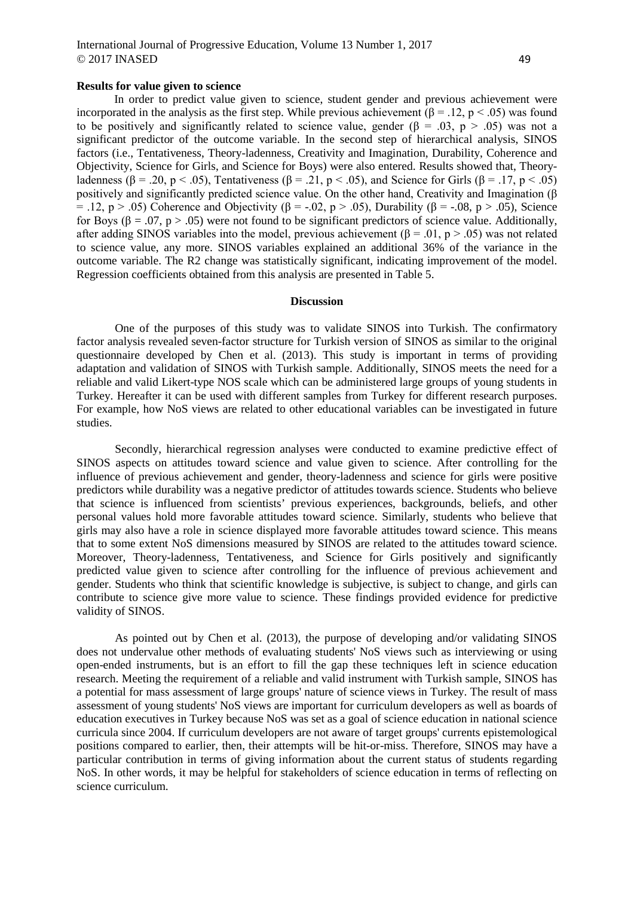**Results for value given to science**

In order to predict value given to science, student gender and previous achievement were incorporated in the analysis as the first step. While previous achievement ($\beta = .12$, $p < .05$) was found to be positively and significantly related to science value, gender ($\beta = .03$, $p > .05$) was not a significant predictor of the outcome variable. In the second step of hierarchical analysis, SINOS factors (i.e., Tentativeness, Theory-ladenness, Creativity and Imagination, Durability, Coherence and Objectivity, Science for Girls, and Science for Boys) were also entered. Results showed that, Theory-ladenness ($\beta = .20$, $p < .05$), Tentativeness ($\beta = .21$, $p < .05$), and Science for Girls ($\beta = .17$, $p < .05$) positively and significantly predicted science value. On the other hand, Creativity and Imagination ($\beta = .12$, $p > .05$) Coherence and Objectivity ($\beta = -.02$, $p > .05$), Durability ($\beta = -.08$, $p > .05$), Science for Boys ($\beta = .07$, $p > .05$) were not found to be significant predictors of science value. Additionally, after adding SINOS variables into the model, previous achievement ($\beta = .01$, $p > .05$) was not related to science value, any more. SINOS variables explained an additional 36% of the variance in the outcome variable. The R2 change was statistically significant, indicating improvement of the model. Regression coefficients obtained from this analysis are presented in Table 5.

## Discussion

One of the purposes of this study was to validate SINOS into Turkish. The confirmatory factor analysis revealed seven-factor structure for Turkish version of SINOS as similar to the original questionnaire developed by Chen et al. (2013). This study is important in terms of providing adaptation and validation of SINOS with Turkish sample. Additionally, SINOS meets the need for a reliable and valid Likert-type NOS scale which can be administered large groups of young students in Turkey. Hereafter it can be used with different samples from Turkey for different research purposes. For example, how NoS views are related to other educational variables can be investigated in future studies.

Secondly, hierarchical regression analyses were conducted to examine predictive effect of SINOS aspects on attitudes toward science and value given to science. After controlling for the influence of previous achievement and gender, theory-ladenness and science for girls were positive predictors while durability was a negative predictor of attitudes towards science. Students who believe that science is influenced from scientists' previous experiences, backgrounds, beliefs, and other personal values hold more favorable attitudes toward science. Similarly, students who believe that girls may also have a role in science displayed more favorable attitudes toward science. This means that to some extent NoS dimensions measured by SINOS are related to the attitudes toward science. Moreover, Theory-ladenness, Tentativeness, and Science for Girls positively and significantly predicted value given to science after controlling for the influence of previous achievement and gender. Students who think that scientific knowledge is subjective, is subject to change, and girls can contribute to science give more value to science. These findings provided evidence for predictive validity of SINOS.

As pointed out by Chen et al. (2013), the purpose of developing and/or validating SINOS does not undervalue other methods of evaluating students' NoS views such as interviewing or using open-ended instruments, but is an effort to fill the gap these techniques left in science education research. Meeting the requirement of a reliable and valid instrument with Turkish sample, SINOS has a potential for mass assessment of large groups' nature of science views in Turkey. The result of mass assessment of young students' NoS views are important for curriculum developers as well as boards of education executives in Turkey because NoS was set as a goal of science education in national science curricula since 2004. If curriculum developers are not aware of target groups' currents epistemological positions compared to earlier, then, their attempts will be hit-or-miss. Therefore, SINOS may have a particular contribution in terms of giving information about the current status of students regarding NoS. In other words, it may be helpful for stakeholders of science education in terms of reflecting on science curriculum.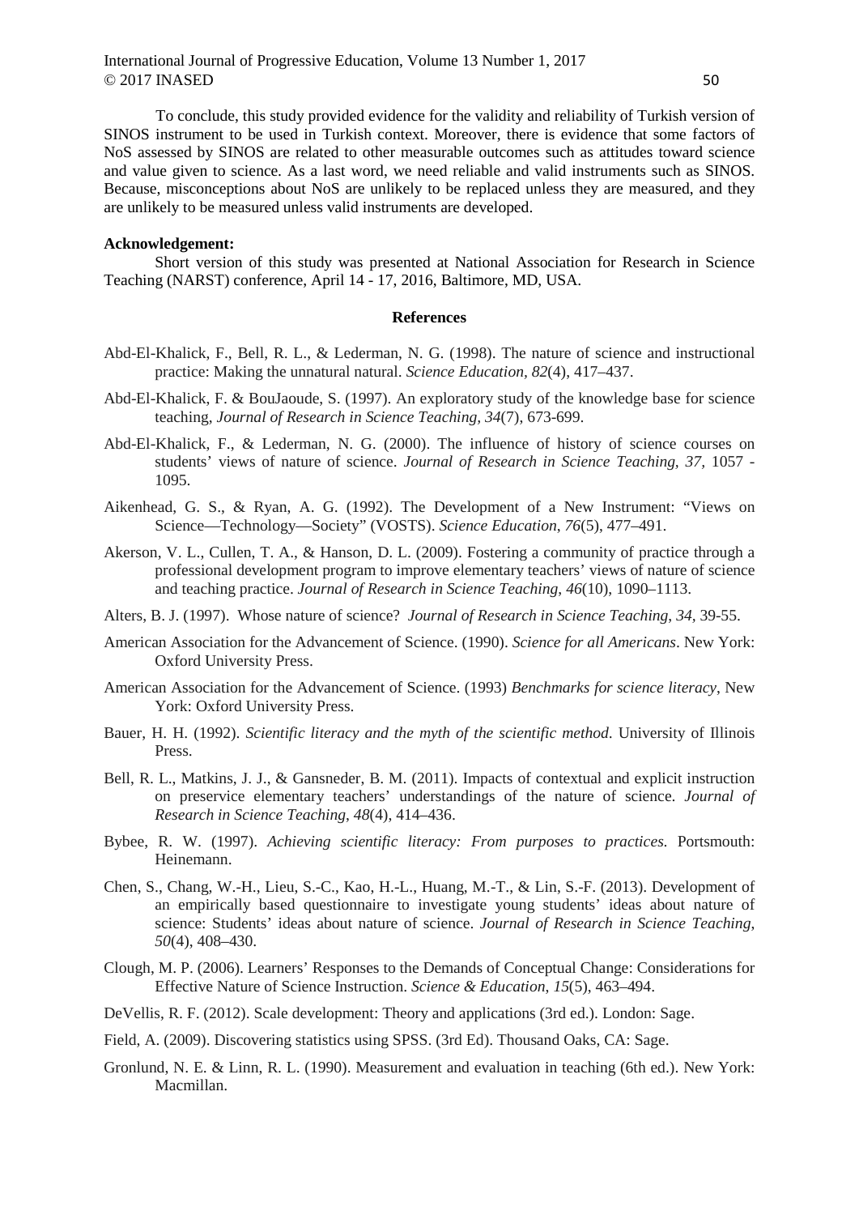To conclude, this study provided evidence for the validity and reliability of Turkish version of SINOS instrument to be used in Turkish context. Moreover, there is evidence that some factors of NoS assessed by SINOS are related to other measurable outcomes such as attitudes toward science and value given to science. As a last word, we need reliable and valid instruments such as SINOS. Because, misconceptions about NoS are unlikely to be replaced unless they are measured, and they are unlikely to be measured unless valid instruments are developed.

**Acknowledgement:**

Short version of this study was presented at National Association for Research in Science Teaching (NARST) conference, April 14 - 17, 2016, Baltimore, MD, USA.

## References

Abd-El-Khalick, F., Bell, R. L., & Lederman, N. G. (1998). The nature of science and instructional practice: Making the unnatural natural. *Science Education, 82*(4), 417–437.

Abd-El-Khalick, F. & BouJaoude, S. (1997). An exploratory study of the knowledge base for science teaching, *Journal of Research in Science Teaching, 34*(7), 673-699.

Abd-El-Khalick, F., & Lederman, N. G. (2000). The influence of history of science courses on students' views of nature of science. *Journal of Research in Science Teaching, 37*, 1057 - 1095.

Aikenhead, G. S., & Ryan, A. G. (1992). The Development of a New Instrument: "Views on Science—Technology—Society" (VOSTS). *Science Education*, *76*(5), 477–491.

Akerson, V. L., Cullen, T. A., & Hanson, D. L. (2009). Fostering a community of practice through a professional development program to improve elementary teachers' views of nature of science and teaching practice. *Journal of Research in Science Teaching*, *46*(10), 1090–1113.

Alters, B. J. (1997). Whose nature of science? *Journal of Research in Science Teaching, 34*, 39-55.

American Association for the Advancement of Science. (1990). *Science for all Americans*. New York: Oxford University Press.

American Association for the Advancement of Science. (1993) *Benchmarks for science literacy*, New York: Oxford University Press.

Bauer, H. H. (1992). *Scientific literacy and the myth of the scientific method*. University of Illinois Press.

Bell, R. L., Matkins, J. J., & Gansneder, B. M. (2011). Impacts of contextual and explicit instruction on preservice elementary teachers' understandings of the nature of science. *Journal of Research in Science Teaching*, *48*(4), 414–436.

Bybee, R. W. (1997). *Achieving scientific literacy: From purposes to practices.* Portsmouth: Heinemann.

Chen, S., Chang, W.-H., Lieu, S.-C., Kao, H.-L., Huang, M.-T., & Lin, S.-F. (2013). Development of an empirically based questionnaire to investigate young students' ideas about nature of science: Students' ideas about nature of science. *Journal of Research in Science Teaching*, *50*(4), 408–430.

Clough, M. P. (2006). Learners' Responses to the Demands of Conceptual Change: Considerations for Effective Nature of Science Instruction. *Science & Education*, *15*(5), 463–494.

DeVellis, R. F. (2012). Scale development: Theory and applications (3rd ed.). London: Sage.

Field, A. (2009). Discovering statistics using SPSS. (3rd Ed). Thousand Oaks, CA: Sage.

Gronlund, N. E. & Linn, R. L. (1990). Measurement and evaluation in teaching (6th ed.). New York: Macmillan.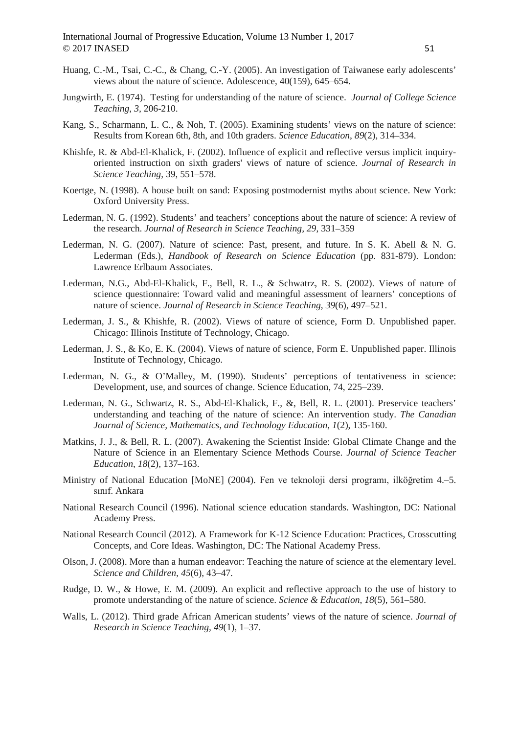Huang, C.-M., Tsai, C.-C., & Chang, C.-Y. (2005). An investigation of Taiwanese early adolescents' views about the nature of science. Adolescence, 40(159), 645–654.

Jungwirth, E. (1974). Testing for understanding of the nature of science. *Journal of College Science Teaching, 3*, 206-210.

Kang, S., Scharmann, L. C., & Noh, T. (2005). Examining students' views on the nature of science: Results from Korean 6th, 8th, and 10th graders. *Science Education*, *89*(2), 314–334.

Khishfe, R. & Abd-El-Khalick, F. (2002). Influence of explicit and reflective versus implicit inquiry-oriented instruction on sixth graders' views of nature of science. *Journal of Research in Science Teaching*, 39, 551–578.

Koertge, N. (1998). A house built on sand: Exposing postmodernist myths about science. New York: Oxford University Press.

Lederman, N. G. (1992). Students' and teachers' conceptions about the nature of science: A review of the research. *Journal of Research in Science Teaching*, *29*, 331–359

Lederman, N. G. (2007). Nature of science: Past, present, and future. In S. K. Abell & N. G. Lederman (Eds.), *Handbook of Research on Science Education* (pp. 831-879). London: Lawrence Erlbaum Associates.

Lederman, N.G., Abd-El-Khalick, F., Bell, R. L., & Schwatrz, R. S. (2002). Views of nature of science questionnaire: Toward valid and meaningful assessment of learners' conceptions of nature of science. *Journal of Research in Science Teaching*, *39*(6), 497–521.

Lederman, J. S., & Khishfe, R. (2002). Views of nature of science, Form D. Unpublished paper. Chicago: Illinois Institute of Technology, Chicago.

Lederman, J. S., & Ko, E. K. (2004). Views of nature of science, Form E. Unpublished paper. Illinois Institute of Technology, Chicago.

Lederman, N. G., & O'Malley, M. (1990). Students' perceptions of tentativeness in science: Development, use, and sources of change. Science Education, 74, 225–239.

Lederman, N. G., Schwartz, R. S., Abd-El-Khalick, F., &, Bell, R. L. (2001). Preservice teachers' understanding and teaching of the nature of science: An intervention study. *The Canadian Journal of Science, Mathematics, and Technology Education, 1*(2), 135-160.

Matkins, J. J., & Bell, R. L. (2007). Awakening the Scientist Inside: Global Climate Change and the Nature of Science in an Elementary Science Methods Course. *Journal of Science Teacher Education*, *18*(2), 137–163.

Ministry of National Education [MoNE] (2004). Fen ve teknoloji dersi programı, ilköğretim 4.–5. sınıf. Ankara

National Research Council (1996). National science education standards. Washington, DC: National Academy Press.

National Research Council (2012). A Framework for K-12 Science Education: Practices, Crosscutting Concepts, and Core Ideas. Washington, DC: The National Academy Press.

Olson, J. (2008). More than a human endeavor: Teaching the nature of science at the elementary level. *Science and Children, 45*(6), 43–47.

Rudge, D. W., & Howe, E. M. (2009). An explicit and reflective approach to the use of history to promote understanding of the nature of science. *Science & Education*, *18*(5), 561–580.

Walls, L. (2012). Third grade African American students' views of the nature of science. *Journal of Research in Science Teaching, 49*(1), 1–37.